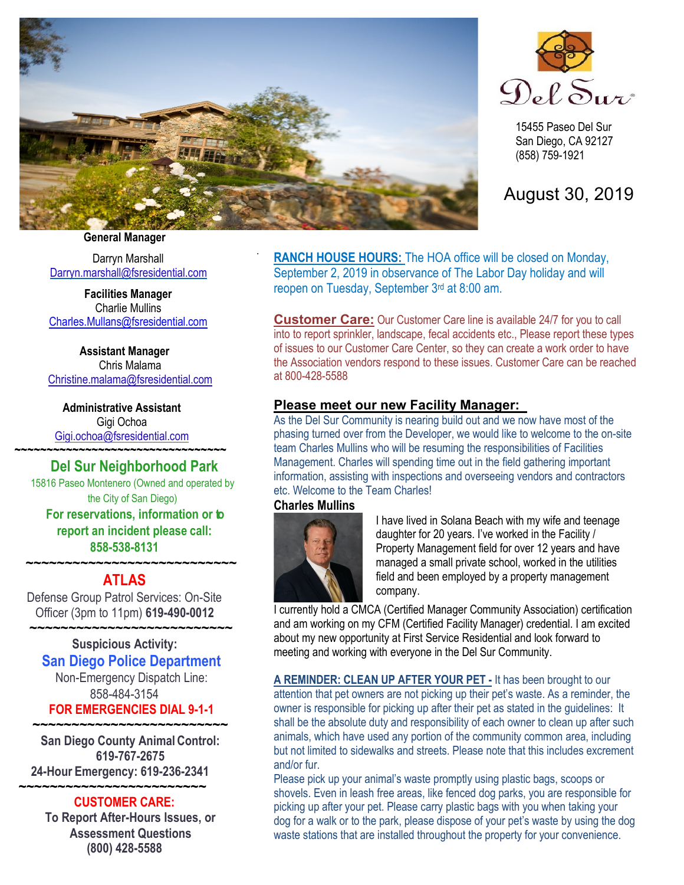Del Sur

15455 Paseo Del Sur
San Diego, CA 92127
(858) 759-1921

August 30, 2019

**General Manager**
Darryn Marshall
Darryn.marshall@fsresidential.com

**Facilities Manager**
Charlie Mullins
Charles.Mullans@fsresidential.com

**Assistant Manager**
Chris Malama
Christine.malama@fsresidential.com

**Administrative Assistant**
Gigi Ochoa
Gigi.ochoa@fsresidential.com

~~~~~~~~~~~~~~~~~~~~~~~~~~~~~~~~

## Del Sur Neighborhood Park

15816 Paseo Montenero (Owned and operated by the City of San Diego)

**For reservations, information or to report an incident please call: 858-538-8131**

~~~~~~~~~~~~~~~~~~~~~~~~~~~~~~~~

## ATLAS

Defense Group Patrol Services: On-Site Officer (3pm to 11pm) **619-490-0012**

~~~~~~~~~~~~~~~~~~~~~~~~~~~~~~~~

**Suspicious Activity:**

**San Diego Police Department**

Non-Emergency Dispatch Line: 858-484-3154

**FOR EMERGENCIES DIAL 9-1-1**

~~~~~~~~~~~~~~~~~~~~~~~~~~~~~~~~

**San Diego County Animal Control: 619-767-2675**

**24-Hour Emergency: 619-236-2341**

~~~~~~~~~~~~~~~~~~~~~~~~~~~~~~~~

**CUSTOMER CARE:**
**To Report After-Hours Issues, or Assessment Questions**
**(800) 428-5588**

**RANCH HOUSE HOURS:** The HOA office will be closed on Monday, September 2, 2019 in observance of The Labor Day holiday and will reopen on Tuesday, September 3rd at 8:00 am.

**Customer Care:** Our Customer Care line is available 24/7 for you to call into to report sprinkler, landscape, fecal accidents etc., Please report these types of issues to our Customer Care Center, so they can create a work order to have the Association vendors respond to these issues. Customer Care can be reached at 800-428-5588

## Please meet our new Facility Manager:

As the Del Sur Community is nearing build out and we now have most of the phasing turned over from the Developer, we would like to welcome to the on-site team Charles Mullins who will be resuming the responsibilities of Facilities Management. Charles will spending time out in the field gathering important information, assisting with inspections and overseeing vendors and contractors etc. Welcome to the Team Charles!

**Charles Mullins**

I have lived in Solana Beach with my wife and teenage daughter for 20 years. I've worked in the Facility / Property Management field for over 12 years and have managed a small private school, worked in the utilities field and been employed by a property management company.

I currently hold a CMCA (Certified Manager Community Association) certification and am working on my CFM (Certified Facility Manager) credential. I am excited about my new opportunity at First Service Residential and look forward to meeting and working with everyone in the Del Sur Community.

**A REMINDER: CLEAN UP AFTER YOUR PET -** It has been brought to our attention that pet owners are not picking up their pet's waste. As a reminder, the owner is responsible for picking up after their pet as stated in the guidelines: It shall be the absolute duty and responsibility of each owner to clean up after such animals, which have used any portion of the community common area, including but not limited to sidewalks and streets. Please note that this includes excrement and/or fur.

Please pick up your animal's waste promptly using plastic bags, scoops or shovels. Even in leash free areas, like fenced dog parks, you are responsible for picking up after your pet. Please carry plastic bags with you when taking your dog for a walk or to the park, please dispose of your pet's waste by using the dog waste stations that are installed throughout the property for your convenience.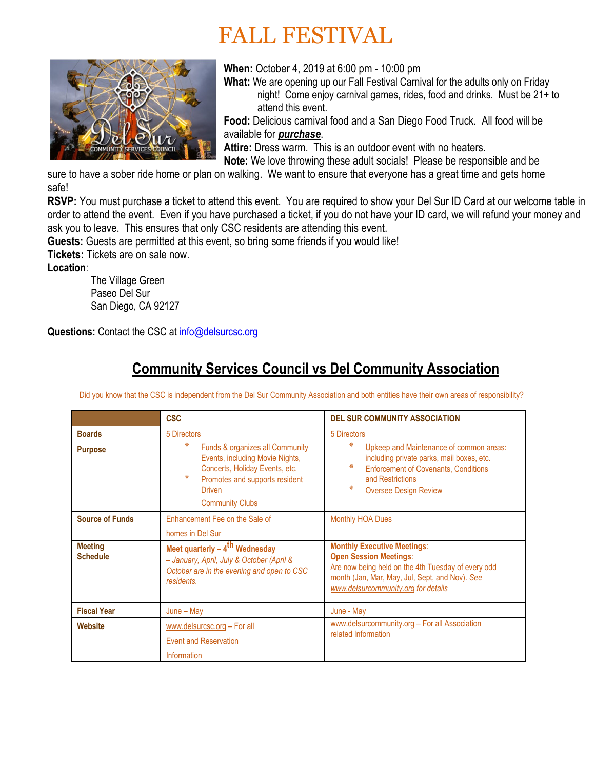# FALL FESTIVAL

**When:** October 4, 2019 at 6:00 pm - 10:00 pm

**What:** We are opening up our Fall Festival Carnival for the adults only on Friday night! Come enjoy carnival games, rides, food and drinks. Must be 21+ to attend this event.

**Food:** Delicious carnival food and a San Diego Food Truck. All food will be available for ***purchase***.

**Attire:** Dress warm. This is an outdoor event with no heaters.

**Note:** We love throwing these adult socials! Please be responsible and be sure to have a sober ride home or plan on walking. We want to ensure that everyone has a great time and gets home safe!

**RSVP:** You must purchase a ticket to attend this event. You are required to show your Del Sur ID Card at our welcome table in order to attend the event. Even if you have purchased a ticket, if you do not have your ID card, we will refund your money and ask you to leave. This ensures that only CSC residents are attending this event.

**Guests:** Guests are permitted at this event, so bring some friends if you would like!

**Tickets:** Tickets are on sale now.

**Location:**

The Village Green
Paseo Del Sur
San Diego, CA 92127

**Questions:** Contact the CSC at info@delsurcsc.org

## Community Services Council vs Del Community Association

Did you know that the CSC is independent from the Del Sur Community Association and both entities have their own areas of responsibility?

| | CSC | DEL SUR COMMUNITY ASSOCIATION |
|---|---|---|
| **Boards** | 5 Directors | 5 Directors |
| **Purpose** | * Funds & organizes all Community Events, including Movie Nights, Concerts, Holiday Events, etc.<br>* Promotes and supports resident Driven Community Clubs | * Upkeep and Maintenance of common areas: including private parks, mail boxes, etc.<br>* Enforcement of Covenants, Conditions and Restrictions<br>* Oversee Design Review |
| **Source of Funds** | Enhancement Fee on the Sale of homes in Del Sur | Monthly HOA Dues |
| **Meeting Schedule** | **Meet quarterly – 4th Wednesday** *– January, April, July & October (April & October are in the evening and open to CSC residents.* | **Monthly Executive Meetings**:<br>**Open Session Meetings**:<br>Are now being held on the 4th Tuesday of every odd month (Jan, Mar, May, Jul, Sept, and Nov). *See www.delsurcommunity.org for details* |
| **Fiscal Year** | June – May | June - May |
| **Website** | www.delsurcsc.org – For all Event and Reservation Information | www.delsurcommunity.org – For all Association related Information |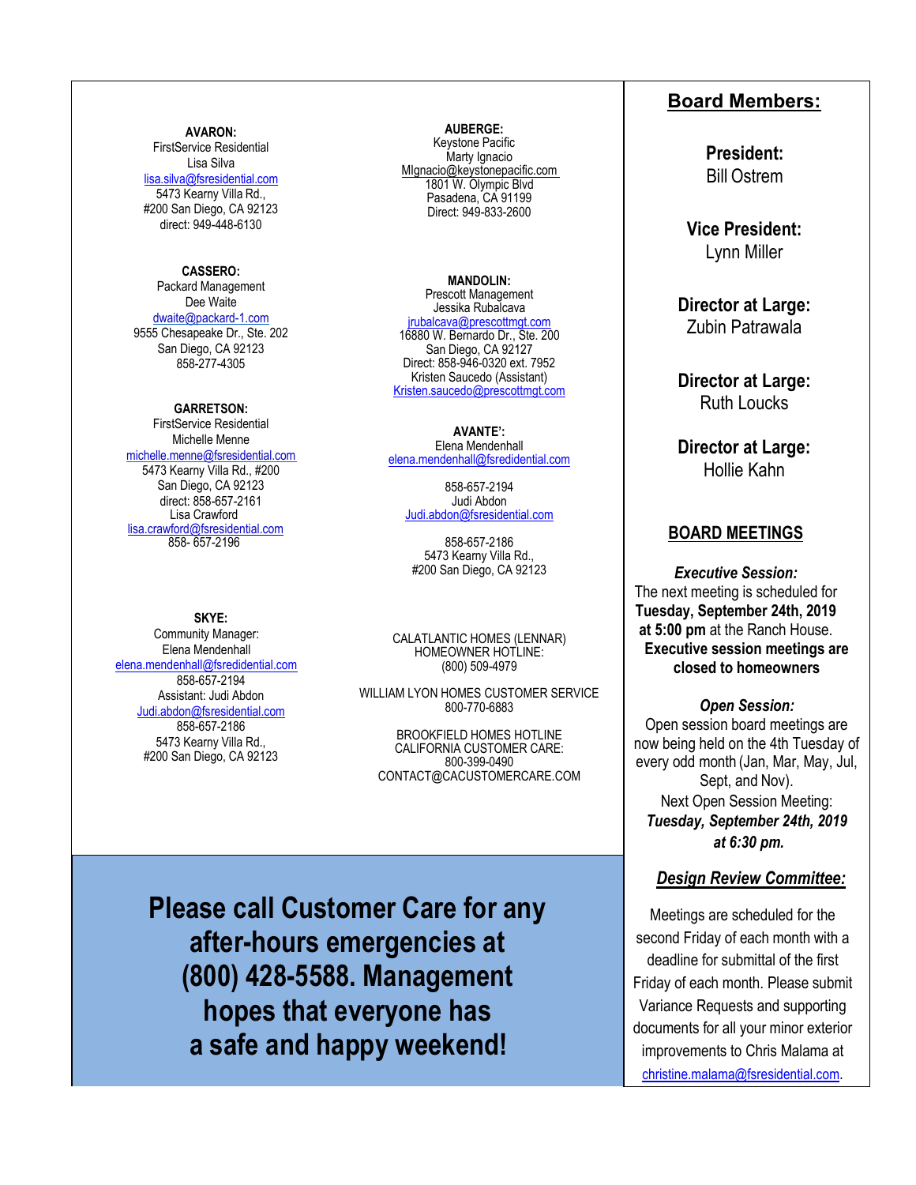**AVARON:**
FirstService Residential
Lisa Silva
lisa.silva@fsresidential.com
5473 Kearny Villa Rd.,
#200 San Diego, CA 92123
direct: 949-448-6130

**CASSERO:**
Packard Management
Dee Waite
dwaite@packard-1.com
9555 Chesapeake Dr., Ste. 202
San Diego, CA 92123
858-277-4305

**GARRETSON:**
FirstService Residential
Michelle Menne
michelle.menne@fsresidential.com
5473 Kearny Villa Rd., #200
San Diego, CA 92123
direct: 858-657-2161
Lisa Crawford
lisa.crawford@fsresidential.com
858- 657-2196

**SKYE:**
Community Manager:
Elena Mendenhall
elena.mendenhall@fsredidential.com
858-657-2194
Assistant: Judi Abdon
Judi.abdon@fsresidential.com
858-657-2186
5473 Kearny Villa Rd.,
#200 San Diego, CA 92123

**AUBERGE:**
Keystone Pacific
Marty Ignacio
MIgnacio@keystonepacific.com
1801 W. Olympic Blvd
Pasadena, CA 91199
Direct: 949-833-2600

**MANDOLIN:**
Prescott Management
Jessika Rubalcava
jrubalcava@prescottmgt.com
16880 W. Bernardo Dr., Ste. 200
San Diego, CA 92127
Direct: 858-946-0320 ext. 7952
Kristen Saucedo (Assistant)
Kristen.saucedo@prescottmgt.com

**AVANTE':**
Elena Mendenhall
elena.mendenhall@fsredidential.com

858-657-2194
Judi Abdon
Judi.abdon@fsresidential.com

858-657-2186
5473 Kearny Villa Rd.,
#200 San Diego, CA 92123

CALATLANTIC HOMES (LENNAR)
HOMEOWNER HOTLINE:
(800) 509-4979

WILLIAM LYON HOMES CUSTOMER SERVICE
800-770-6883

BROOKFIELD HOMES HOTLINE
CALIFORNIA CUSTOMER CARE:
800-399-0490
CONTACT@CACUSTOMERCARE.COM

**Please call Customer Care for any after-hours emergencies at (800) 428-5588. Management hopes that everyone has a safe and happy weekend!**

## Board Members:

**President:**
Bill Ostrem

**Vice President:**
Lynn Miller

**Director at Large:**
Zubin Patrawala

**Director at Large:**
Ruth Loucks

**Director at Large:**
Hollie Kahn

## BOARD MEETINGS

***Executive Session:***
The next meeting is scheduled for **Tuesday, September 24th, 2019 at 5:00 pm** at the Ranch House. **Executive session meetings are closed to homeowners**

***Open Session:***
Open session board meetings are now being held on the 4th Tuesday of every odd month (Jan, Mar, May, Jul, Sept, and Nov).
Next Open Session Meeting:
***Tuesday, September 24th, 2019 at 6:30 pm.***

## *Design Review Committee:*

Meetings are scheduled for the second Friday of each month with a deadline for submittal of the first Friday of each month. Please submit Variance Requests and supporting documents for all your minor exterior improvements to Chris Malama at christine.malama@fsresidential.com.